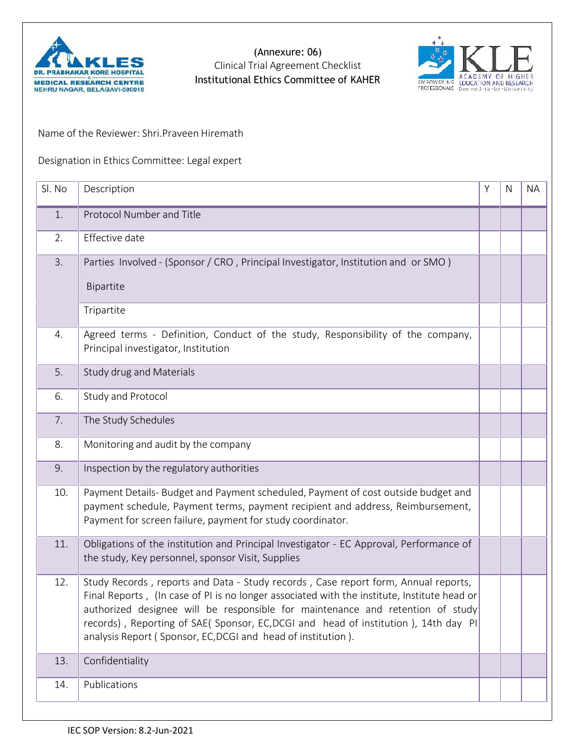(Annexure: 06)
Clinical Trial Agreement Checklist
Institutional Ethics Committee of KAHER

Name of the Reviewer: Shri.Praveen Hiremath

Designation in Ethics Committee: Legal expert

| Sl. No | Description | Y | N | NA |
|---|---|---|---|---|
| 1. | Protocol Number and Title | | | |
| 2. | Effective date | | | |
| 3. | Parties Involved - (Sponsor / CRO , Principal Investigator, Institution and or SMO ) <br> Bipartite | | | |
| | Tripartite | | | |
| 4. | Agreed terms - Definition, Conduct of the study, Responsibility of the company, Principal investigator, Institution | | | |
| 5. | Study drug and Materials | | | |
| 6. | Study and Protocol | | | |
| 7. | The Study Schedules | | | |
| 8. | Monitoring and audit by the company | | | |
| 9. | Inspection by the regulatory authorities | | | |
| 10. | Payment Details- Budget and Payment scheduled, Payment of cost outside budget and payment schedule, Payment terms, payment recipient and address, Reimbursement, Payment for screen failure, payment for study coordinator. | | | |
| 11. | Obligations of the institution and Principal Investigator - EC Approval, Performance of the study, Key personnel, sponsor Visit, Supplies | | | |
| 12. | Study Records , reports and Data - Study records , Case report form, Annual reports, Final Reports , (In case of PI is no longer associated with the institute, Institute head or authorized designee will be responsible for maintenance and retention of study records) , Reporting of SAE( Sponsor, EC,DCGI and head of institution ), 14th day PI analysis Report ( Sponsor, EC,DCGI and head of institution ). | | | |
| 13. | Confidentiality | | | |
| 14. | Publications | | | |

IEC SOP Version: 8.2-Jun-2021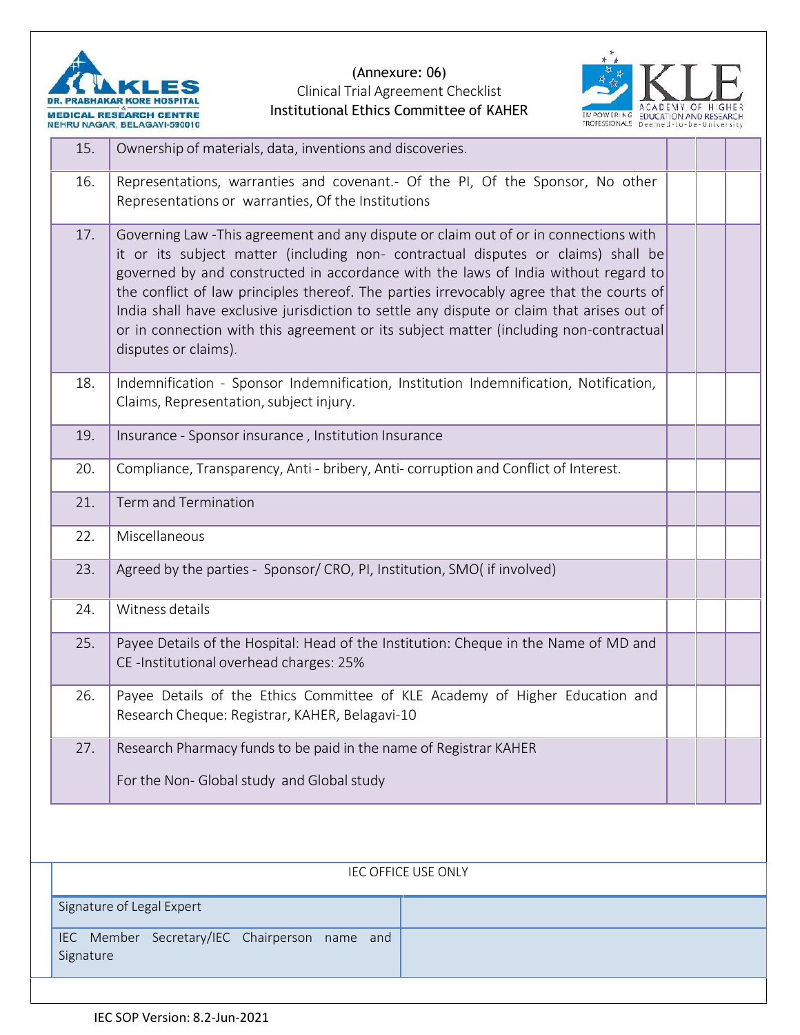(Annexure: 06)
Clinical Trial Agreement Checklist
Institutional Ethics Committee of KAHER

| | | | | |
|---|---|---|---|---|
| 15. | Ownership of materials, data, inventions and discoveries. | | | |
| 16. | Representations, warranties and covenant.- Of the PI, Of the Sponsor, No other Representations or warranties, Of the Institutions | | | |
| 17. | Governing Law -This agreement and any dispute or claim out of or in connections with it or its subject matter (including non- contractual disputes or claims) shall be governed by and constructed in accordance with the laws of India without regard to the conflict of law principles thereof. The parties irrevocably agree that the courts of India shall have exclusive jurisdiction to settle any dispute or claim that arises out of or in connection with this agreement or its subject matter (including non-contractual disputes or claims). | | | |
| 18. | Indemnification - Sponsor Indemnification, Institution Indemnification, Notification, Claims, Representation, subject injury. | | | |
| 19. | Insurance - Sponsor insurance , Institution Insurance | | | |
| 20. | Compliance, Transparency, Anti - bribery, Anti- corruption and Conflict of Interest. | | | |
| 21. | Term and Termination | | | |
| 22. | Miscellaneous | | | |
| 23. | Agreed by the parties - Sponsor/ CRO, PI, Institution, SMO( if involved) | | | |
| 24. | Witness details | | | |
| 25. | Payee Details of the Hospital: Head of the Institution: Cheque in the Name of MD and CE -Institutional overhead charges: 25% | | | |
| 26. | Payee Details of the Ethics Committee of KLE Academy of Higher Education and Research Cheque: Registrar, KAHER, Belagavi-10 | | | |
| 27. | Research Pharmacy funds to be paid in the name of Registrar KAHER<br><br>For the Non- Global study and Global study | | | |

| IEC OFFICE USE ONLY | |
|---|---|
| Signature of Legal Expert | |
| IEC Member Secretary/IEC Chairperson name and Signature | |

IEC SOP Version: 8.2-Jun-2021